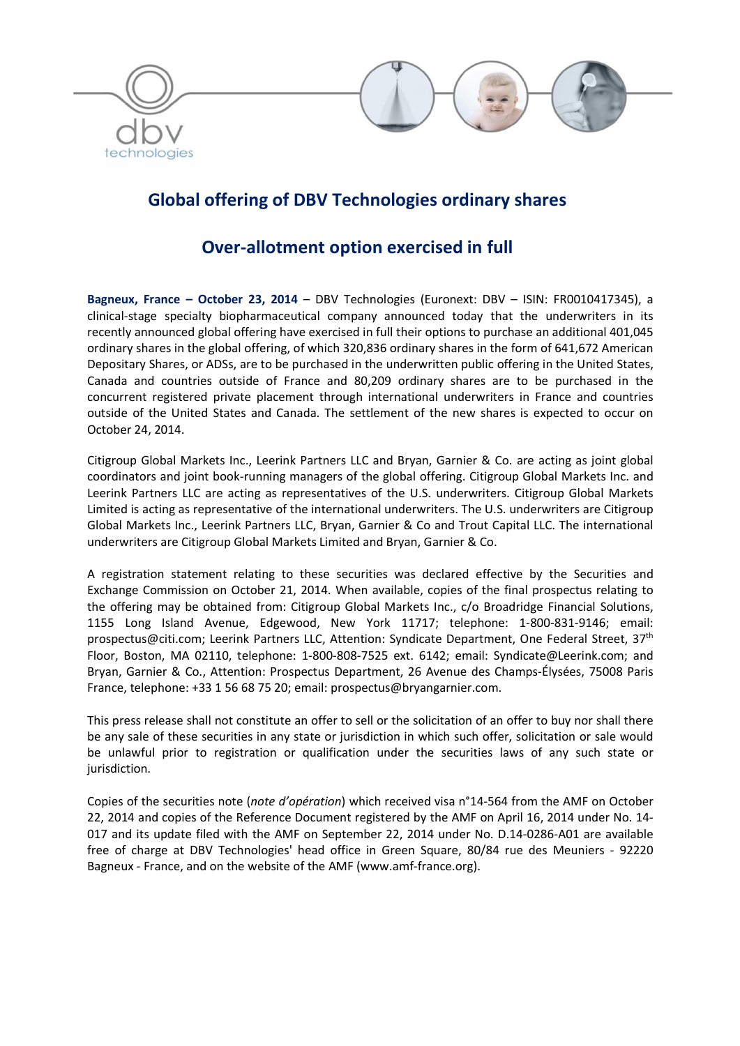# Global offering of DBV Technologies ordinary shares

## Over-allotment option exercised in full

**Bagneux, France – October 23, 2014** – DBV Technologies (Euronext: DBV – ISIN: FR0010417345), a clinical-stage specialty biopharmaceutical company announced today that the underwriters in its recently announced global offering have exercised in full their options to purchase an additional 401,045 ordinary shares in the global offering, of which 320,836 ordinary shares in the form of 641,672 American Depositary Shares, or ADSs, are to be purchased in the underwritten public offering in the United States, Canada and countries outside of France and 80,209 ordinary shares are to be purchased in the concurrent registered private placement through international underwriters in France and countries outside of the United States and Canada. The settlement of the new shares is expected to occur on October 24, 2014.

Citigroup Global Markets Inc., Leerink Partners LLC and Bryan, Garnier & Co. are acting as joint global coordinators and joint book-running managers of the global offering. Citigroup Global Markets Inc. and Leerink Partners LLC are acting as representatives of the U.S. underwriters. Citigroup Global Markets Limited is acting as representative of the international underwriters. The U.S. underwriters are Citigroup Global Markets Inc., Leerink Partners LLC, Bryan, Garnier & Co and Trout Capital LLC. The international underwriters are Citigroup Global Markets Limited and Bryan, Garnier & Co.

A registration statement relating to these securities was declared effective by the Securities and Exchange Commission on October 21, 2014. When available, copies of the final prospectus relating to the offering may be obtained from: Citigroup Global Markets Inc., c/o Broadridge Financial Solutions, 1155 Long Island Avenue, Edgewood, New York 11717; telephone: 1-800-831-9146; email: prospectus@citi.com; Leerink Partners LLC, Attention: Syndicate Department, One Federal Street, 37th Floor, Boston, MA 02110, telephone: 1-800-808-7525 ext. 6142; email: Syndicate@Leerink.com; and Bryan, Garnier & Co., Attention: Prospectus Department, 26 Avenue des Champs-Élysées, 75008 Paris France, telephone: +33 1 56 68 75 20; email: prospectus@bryangarnier.com.

This press release shall not constitute an offer to sell or the solicitation of an offer to buy nor shall there be any sale of these securities in any state or jurisdiction in which such offer, solicitation or sale would be unlawful prior to registration or qualification under the securities laws of any such state or jurisdiction.

Copies of the securities note (*note d'opération*) which received visa n°14-564 from the AMF on October 22, 2014 and copies of the Reference Document registered by the AMF on April 16, 2014 under No. 14-017 and its update filed with the AMF on September 22, 2014 under No. D.14-0286-A01 are available free of charge at DBV Technologies' head office in Green Square, 80/84 rue des Meuniers - 92220 Bagneux - France, and on the website of the AMF (www.amf-france.org).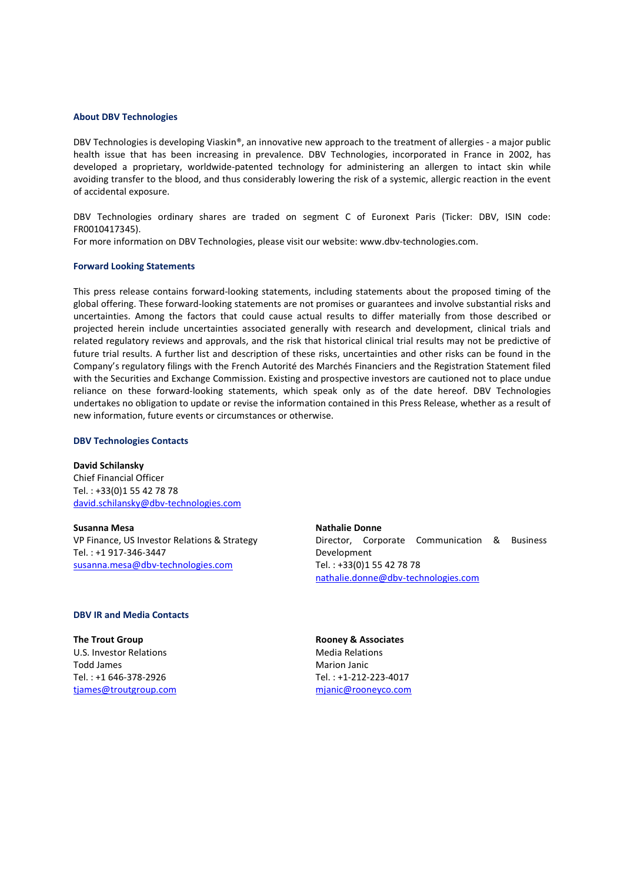### About DBV Technologies

DBV Technologies is developing Viaskin®, an innovative new approach to the treatment of allergies - a major public health issue that has been increasing in prevalence. DBV Technologies, incorporated in France in 2002, has developed a proprietary, worldwide-patented technology for administering an allergen to intact skin while avoiding transfer to the blood, and thus considerably lowering the risk of a systemic, allergic reaction in the event of accidental exposure.

DBV Technologies ordinary shares are traded on segment C of Euronext Paris (Ticker: DBV, ISIN code: FR0010417345).
For more information on DBV Technologies, please visit our website: www.dbv-technologies.com.

### Forward Looking Statements

This press release contains forward-looking statements, including statements about the proposed timing of the global offering. These forward-looking statements are not promises or guarantees and involve substantial risks and uncertainties. Among the factors that could cause actual results to differ materially from those described or projected herein include uncertainties associated generally with research and development, clinical trials and related regulatory reviews and approvals, and the risk that historical clinical trial results may not be predictive of future trial results. A further list and description of these risks, uncertainties and other risks can be found in the Company's regulatory filings with the French Autorité des Marchés Financiers and the Registration Statement filed with the Securities and Exchange Commission. Existing and prospective investors are cautioned not to place undue reliance on these forward-looking statements, which speak only as of the date hereof. DBV Technologies undertakes no obligation to update or revise the information contained in this Press Release, whether as a result of new information, future events or circumstances or otherwise.

### DBV Technologies Contacts

**David Schilansky**
Chief Financial Officer
Tel. : +33(0)1 55 42 78 78
david.schilansky@dbv-technologies.com

**Susanna Mesa**
VP Finance, US Investor Relations & Strategy
Tel. : +1 917-346-3447
susanna.mesa@dbv-technologies.com

**Nathalie Donne**
Director, Corporate Communication & Business Development
Tel. : +33(0)1 55 42 78 78
nathalie.donne@dbv-technologies.com

### DBV IR and Media Contacts

**The Trout Group**
U.S. Investor Relations
Todd James
Tel. : +1 646-378-2926
tjames@troutgroup.com

**Rooney & Associates**
Media Relations
Marion Janic
Tel. : +1-212-223-4017
mjanic@rooneyco.com